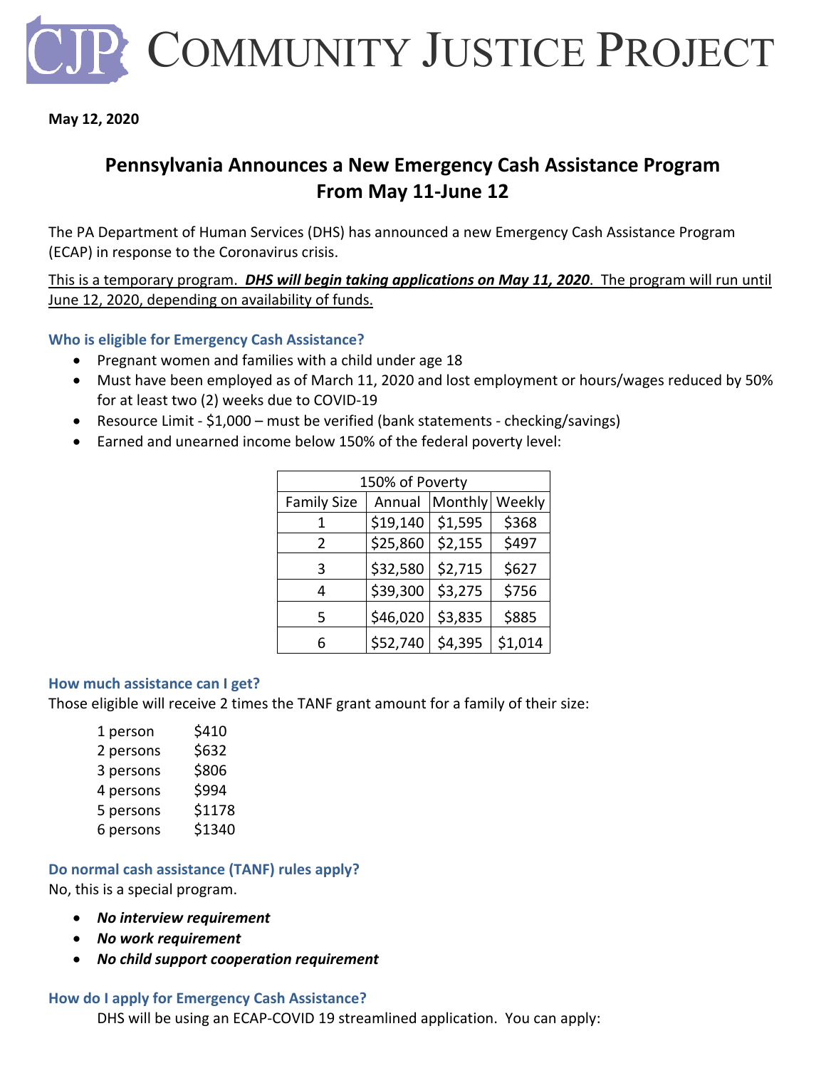# CJP Community Justice Project

**May 12, 2020**

## Pennsylvania Announces a New Emergency Cash Assistance Program From May 11-June 12

The PA Department of Human Services (DHS) has announced a new Emergency Cash Assistance Program (ECAP) in response to the Coronavirus crisis.

This is a temporary program. ***DHS will begin taking applications on May 11, 2020***. The program will run until June 12, 2020, depending on availability of funds.

### Who is eligible for Emergency Cash Assistance?

- Pregnant women and families with a child under age 18
- Must have been employed as of March 11, 2020 and lost employment or hours/wages reduced by 50% for at least two (2) weeks due to COVID-19
- Resource Limit - $1,000 – must be verified (bank statements - checking/savings)
- Earned and unearned income below 150% of the federal poverty level:

| 150% of Poverty | | | |
|---|---|---|---|
| Family Size | Annual | Monthly | Weekly |
| 1 | $19,140 | $1,595 | $368 |
| 2 | $25,860 | $2,155 | $497 |
| 3 | $32,580 | $2,715 | $627 |
| 4 | $39,300 | $3,275 | $756 |
| 5 | $46,020 | $3,835 | $885 |
| 6 | $52,740 | $4,395 | $1,014 |

### How much assistance can I get?

Those eligible will receive 2 times the TANF grant amount for a family of their size:

| | |
|---|---|
| 1 person | $410 |
| 2 persons | $632 |
| 3 persons | $806 |
| 4 persons | $994 |
| 5 persons | $1178 |
| 6 persons | $1340 |

### Do normal cash assistance (TANF) rules apply?

No, this is a special program.

- ***No interview requirement***
- ***No work requirement***
- ***No child support cooperation requirement***

### How do I apply for Emergency Cash Assistance?

DHS will be using an ECAP-COVID 19 streamlined application. You can apply: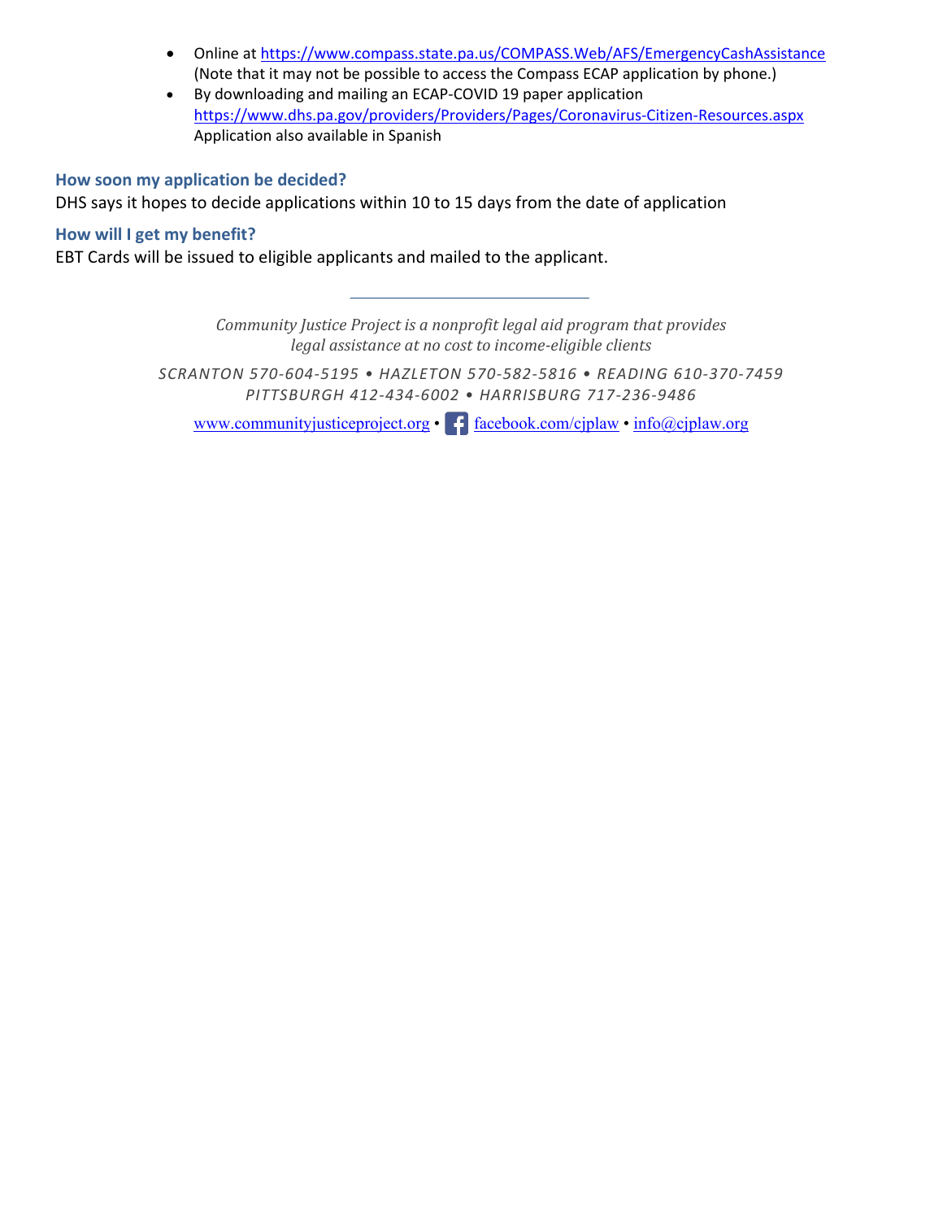- Online at https://www.compass.state.pa.us/COMPASS.Web/AFS/EmergencyCashAssistance (Note that it may not be possible to access the Compass ECAP application by phone.)
- By downloading and mailing an ECAP-COVID 19 paper application https://www.dhs.pa.gov/providers/Providers/Pages/Coronavirus-Citizen-Resources.aspx Application also available in Spanish

### How soon my application be decided?

DHS says it hopes to decide applications within 10 to 15 days from the date of application

### How will I get my benefit?

EBT Cards will be issued to eligible applicants and mailed to the applicant.

---

*Community Justice Project is a nonprofit legal aid program that provides legal assistance at no cost to income-eligible clients*

*SCRANTON 570-604-5195 • HAZLETON 570-582-5816 • READING 610-370-7459*
*PITTSBURGH 412-434-6002 • HARRISBURG 717-236-9486*

www.communityjusticeproject.org • facebook.com/cjplaw • info@cjplaw.org